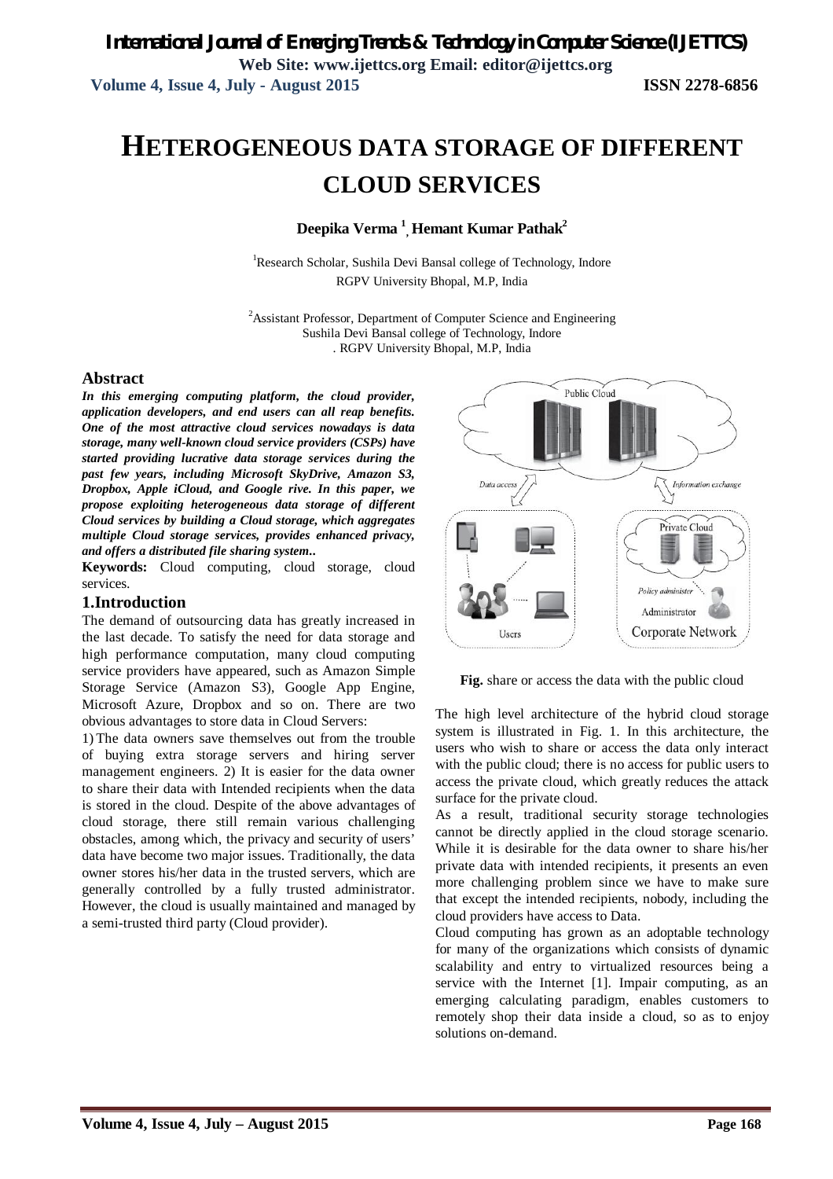# HETEROGENEOUS DATA STORAGE OF DIFFERENT CLOUD SERVICES

**Deepika Verma [1], Hemant Kumar Pathak[2]**

[1]Research Scholar, Sushila Devi Bansal college of Technology, Indore
RGPV University Bhopal, M.P, India

[2]Assistant Professor, Department of Computer Science and Engineering
Sushila Devi Bansal college of Technology, Indore
. RGPV University Bhopal, M.P, India

## Abstract

***In this emerging computing platform, the cloud provider, application developers, and end users can all reap benefits. One of the most attractive cloud services nowadays is data storage, many well-known cloud service providers (CSPs) have started providing lucrative data storage services during the past few years, including Microsoft SkyDrive, Amazon S3, Dropbox, Apple iCloud, and Google rive. In this paper, we propose exploiting heterogeneous data storage of different Cloud services by building a Cloud storage, which aggregates multiple Cloud storage services, provides enhanced privacy, and offers a distributed file sharing system..***

**Keywords:** Cloud computing, cloud storage, cloud services.

## 1.Introduction

The demand of outsourcing data has greatly increased in the last decade. To satisfy the need for data storage and high performance computation, many cloud computing service providers have appeared, such as Amazon Simple Storage Service (Amazon S3), Google App Engine, Microsoft Azure, Dropbox and so on. There are two obvious advantages to store data in Cloud Servers:

1) The data owners save themselves out from the trouble of buying extra storage servers and hiring server management engineers. 2) It is easier for the data owner to share their data with Intended recipients when the data is stored in the cloud. Despite of the above advantages of cloud storage, there still remain various challenging obstacles, among which, the privacy and security of users' data have become two major issues. Traditionally, the data owner stores his/her data in the trusted servers, which are generally controlled by a fully trusted administrator. However, the cloud is usually maintained and managed by a semi-trusted third party (Cloud provider).

**Fig.** share or access the data with the public cloud

The high level architecture of the hybrid cloud storage system is illustrated in Fig. 1. In this architecture, the users who wish to share or access the data only interact with the public cloud; there is no access for public users to access the private cloud, which greatly reduces the attack surface for the private cloud.

As a result, traditional security storage technologies cannot be directly applied in the cloud storage scenario. While it is desirable for the data owner to share his/her private data with intended recipients, it presents an even more challenging problem since we have to make sure that except the intended recipients, nobody, including the cloud providers have access to Data.

Cloud computing has grown as an adoptable technology for many of the organizations which consists of dynamic scalability and entry to virtualized resources being a service with the Internet [1]. Impair computing, as an emerging calculating paradigm, enables customers to remotely shop their data inside a cloud, so as to enjoy solutions on-demand.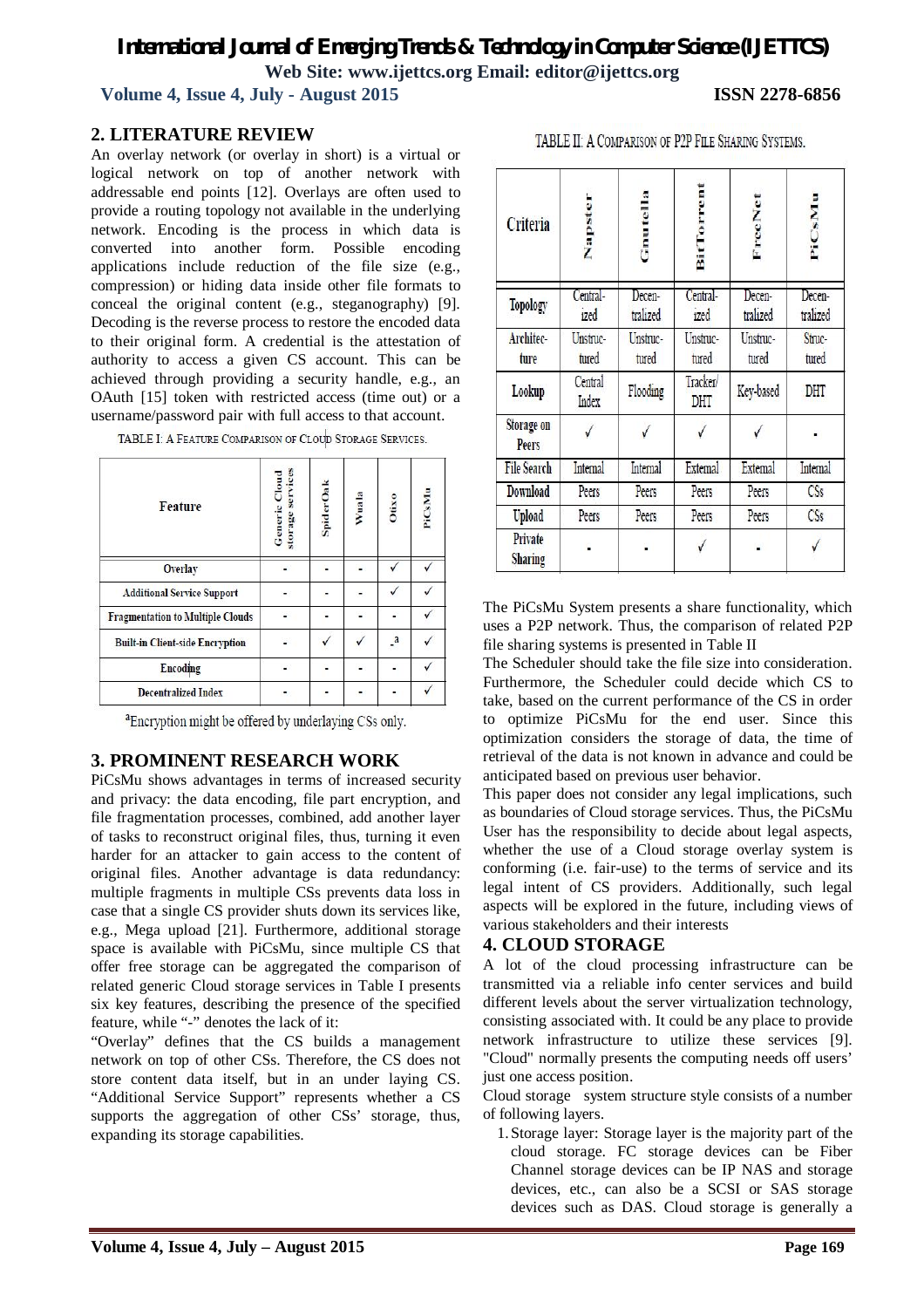## 2. LITERATURE REVIEW

An overlay network (or overlay in short) is a virtual or logical network on top of another network with addressable end points [12]. Overlays are often used to provide a routing topology not available in the underlying network. Encoding is the process in which data is converted into another form. Possible encoding applications include reduction of the file size (e.g., compression) or hiding data inside other file formats to conceal the original content (e.g., steganography) [9]. Decoding is the reverse process to restore the encoded data to their original form. A credential is the attestation of authority to access a given CS account. This can be achieved through providing a security handle, e.g., an OAuth [15] token with restricted access (time out) or a username/password pair with full access to that account.

TABLE I: A FEATURE COMPARISON OF CLOUD STORAGE SERVICES.

| Feature | Generic Cloud storage services | SpiderOak | Wuala | Otixo | PiCsMu |
|---|---|---|---|---|---|
| Overlay | - | - | - | ✓ | ✓ |
| Additional Service Support | - | - | - | ✓ | ✓ |
| Fragmentation to Multiple Clouds | - | - | - | - | ✓ |
| Built-in Client-side Encryption | - | ✓ | ✓ | -[a] | ✓ |
| Encoding | - | - | - | - | ✓ |
| Decentralized Index | - | - | - | - | ✓ |

[a]Encryption might be offered by underlaying CSs only.

## 3. PROMINENT RESEARCH WORK

PiCsMu shows advantages in terms of increased security and privacy: the data encoding, file part encryption, and file fragmentation processes, combined, add another layer of tasks to reconstruct original files, thus, turning it even harder for an attacker to gain access to the content of original files. Another advantage is data redundancy: multiple fragments in multiple CSs prevents data loss in case that a single CS provider shuts down its services like, e.g., Mega upload [21]. Furthermore, additional storage space is available with PiCsMu, since multiple CS that offer free storage can be aggregated the comparison of related generic Cloud storage services in Table I presents six key features, describing the presence of the specified feature, while "-" denotes the lack of it:

"Overlay" defines that the CS builds a management network on top of other CSs. Therefore, the CS does not store content data itself, but in an under laying CS. "Additional Service Support" represents whether a CS supports the aggregation of other CSs' storage, thus, expanding its storage capabilities.

TABLE II: A COMPARISON OF P2P FILE SHARING SYSTEMS.

| Criteria | Napster | Gnutella | BitTorrent | FreeNet | PiCsMu |
|---|---|---|---|---|---|
| Topology | Central-ized | Decen-tralized | Central-ized | Decen-tralized | Decen-tralized |
| Architec-ture | Unstruc-tured | Unstruc-tured | Unstruc-tured | Unstruc-tured | Struc-tured |
| Lookup | Central Index | Flooding | Tracker/ DHT | Key-based | DHT |
| Storage on Peers | ✓ | ✓ | ✓ | ✓ | - |
| File Search | Internal | Internal | External | External | Internal |
| Download | Peers | Peers | Peers | Peers | CSs |
| Upload | Peers | Peers | Peers | Peers | CSs |
| Private Sharing | - | - | ✓ | - | ✓ |

The PiCsMu System presents a share functionality, which uses a P2P network. Thus, the comparison of related P2P file sharing systems is presented in Table II

The Scheduler should take the file size into consideration. Furthermore, the Scheduler could decide which CS to take, based on the current performance of the CS in order to optimize PiCsMu for the end user. Since this optimization considers the storage of data, the time of retrieval of the data is not known in advance and could be anticipated based on previous user behavior.

This paper does not consider any legal implications, such as boundaries of Cloud storage services. Thus, the PiCsMu User has the responsibility to decide about legal aspects, whether the use of a Cloud storage overlay system is conforming (i.e. fair-use) to the terms of service and its legal intent of CS providers. Additionally, such legal aspects will be explored in the future, including views of various stakeholders and their interests

## 4. CLOUD STORAGE

A lot of the cloud processing infrastructure can be transmitted via a reliable info center services and build different levels about the server virtualization technology, consisting associated with. It could be any place to provide network infrastructure to utilize these services [9]. "Cloud" normally presents the computing needs off users' just one access position.

Cloud storage system structure style consists of a number of following layers.

1. Storage layer: Storage layer is the majority part of the cloud storage. FC storage devices can be Fiber Channel storage devices can be IP NAS and storage devices, etc., can also be a SCSI or SAS storage devices such as DAS. Cloud storage is generally a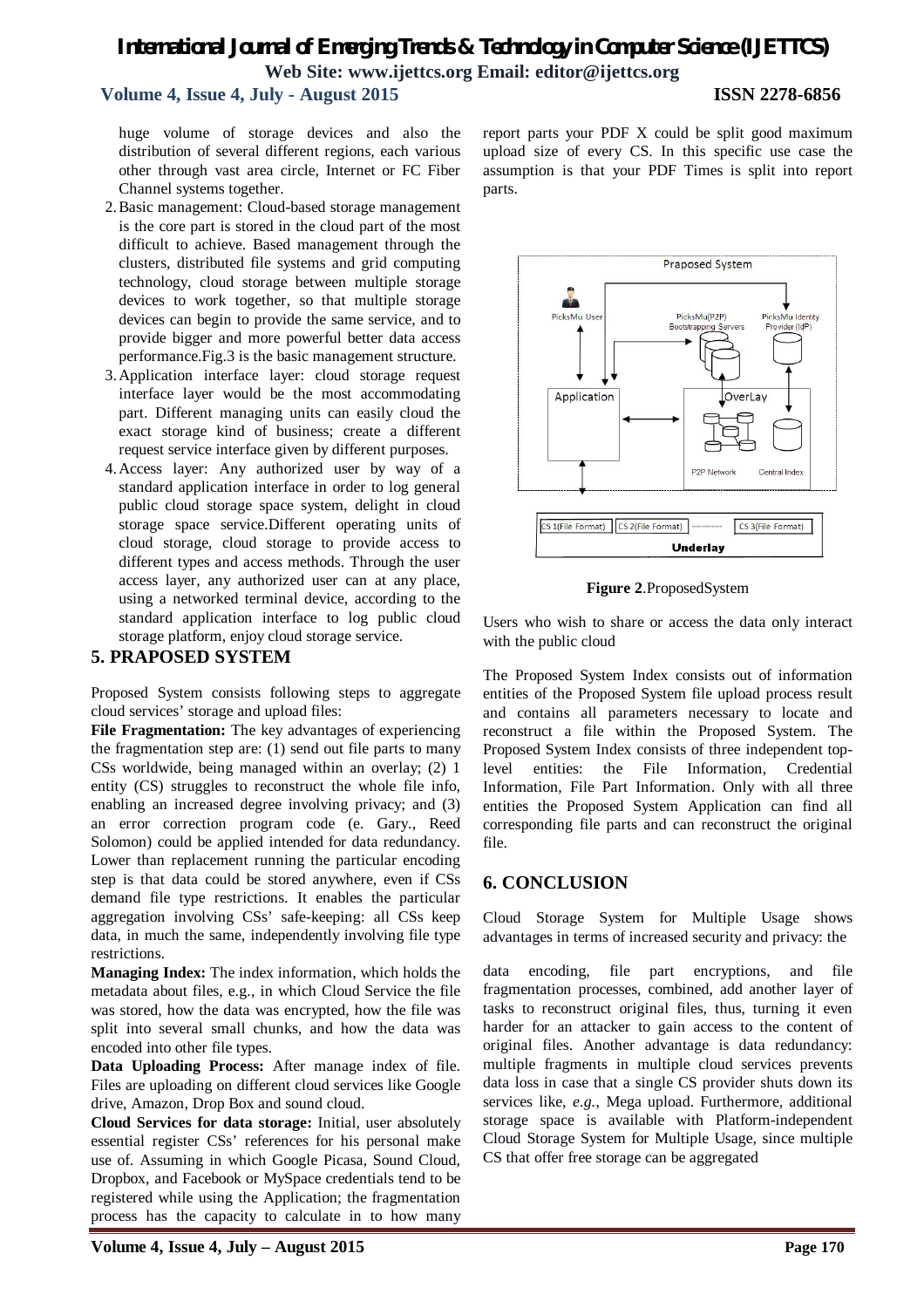huge volume of storage devices and also the distribution of several different regions, each various other through vast area circle, Internet or FC Fiber Channel systems together.

2. Basic management: Cloud-based storage management is the core part is stored in the cloud part of the most difficult to achieve. Based management through the clusters, distributed file systems and grid computing technology, cloud storage between multiple storage devices to work together, so that multiple storage devices can begin to provide the same service, and to provide bigger and more powerful better data access performance.Fig.3 is the basic management structure.
3. Application interface layer: cloud storage request interface layer would be the most accommodating part. Different managing units can easily cloud the exact storage kind of business; create a different request service interface given by different purposes.
4. Access layer: Any authorized user by way of a standard application interface in order to log general public cloud storage space system, delight in cloud storage space service.Different operating units of cloud storage, cloud storage to provide access to different types and access methods. Through the user access layer, any authorized user can at any place, using a networked terminal device, according to the standard application interface to log public cloud storage platform, enjoy cloud storage service.

## 5. PRAPOSED SYSTEM

Proposed System consists following steps to aggregate cloud services' storage and upload files:

**File Fragmentation:** The key advantages of experiencing the fragmentation step are: (1) send out file parts to many CSs worldwide, being managed within an overlay; (2) 1 entity (CS) struggles to reconstruct the whole file info, enabling an increased degree involving privacy; and (3) an error correction program code (e. Gary., Reed Solomon) could be applied intended for data redundancy. Lower than replacement running the particular encoding step is that data could be stored anywhere, even if CSs demand file type restrictions. It enables the particular aggregation involving CSs' safe-keeping: all CSs keep data, in much the same, independently involving file type restrictions.

**Managing Index:** The index information, which holds the metadata about files, e.g., in which Cloud Service the file was stored, how the data was encrypted, how the file was split into several small chunks, and how the data was encoded into other file types.

**Data Uploading Process:** After manage index of file. Files are uploading on different cloud services like Google drive, Amazon, Drop Box and sound cloud.

**Cloud Services for data storage:** Initial, user absolutely essential register CSs' references for his personal make use of. Assuming in which Google Picasa, Sound Cloud, Dropbox, and Facebook or MySpace credentials tend to be registered while using the Application; the fragmentation process has the capacity to calculate in to how many report parts your PDF X could be split good maximum upload size of every CS. In this specific use case the assumption is that your PDF Times is split into report parts.

**Figure 2**.ProposedSystem

Users who wish to share or access the data only interact with the public cloud

The Proposed System Index consists out of information entities of the Proposed System file upload process result and contains all parameters necessary to locate and reconstruct a file within the Proposed System. The Proposed System Index consists of three independent top-level entities: the File Information, Credential Information, File Part Information. Only with all three entities the Proposed System Application can find all corresponding file parts and can reconstruct the original file.

## 6. CONCLUSION

Cloud Storage System for Multiple Usage shows advantages in terms of increased security and privacy: the data encoding, file part encryptions, and file fragmentation processes, combined, add another layer of tasks to reconstruct original files, thus, turning it even harder for an attacker to gain access to the content of original files. Another advantage is data redundancy: multiple fragments in multiple cloud services prevents data loss in case that a single CS provider shuts down its services like, *e.g.*, Mega upload. Furthermore, additional storage space is available with Platform-independent Cloud Storage System for Multiple Usage, since multiple CS that offer free storage can be aggregated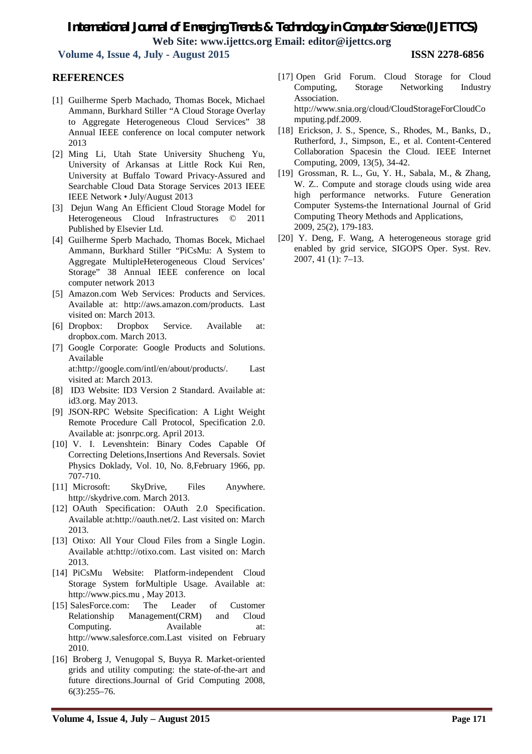## REFERENCES

[1] Guilherme Sperb Machado, Thomas Bocek, Michael Ammann, Burkhard Stiller "A Cloud Storage Overlay to Aggregate Heterogeneous Cloud Services" 38 Annual IEEE conference on local computer network 2013

[2] Ming Li, Utah State University Shucheng Yu, University of Arkansas at Little Rock Kui Ren, University at Buffalo Toward Privacy-Assured and Searchable Cloud Data Storage Services 2013 IEEE IEEE Network • July/August 2013

[3] Dejun Wang An Efficient Cloud Storage Model for Heterogeneous Cloud Infrastructures © 2011 Published by Elsevier Ltd.

[4] Guilherme Sperb Machado, Thomas Bocek, Michael Ammann, Burkhard Stiller "PiCsMu: A System to Aggregate MultipleHeterogeneous Cloud Services' Storage" 38 Annual IEEE conference on local computer network 2013

[5] Amazon.com Web Services: Products and Services. Available at: http://aws.amazon.com/products. Last visited on: March 2013.

[6] Dropbox: Dropbox Service. Available at: dropbox.com. March 2013.

[7] Google Corporate: Google Products and Solutions. Available at:http://google.com/intl/en/about/products/. Last visited at: March 2013.

[8] ID3 Website: ID3 Version 2 Standard. Available at: id3.org. May 2013.

[9] JSON-RPC Website Specification: A Light Weight Remote Procedure Call Protocol, Specification 2.0. Available at: jsonrpc.org. April 2013.

[10] V. I. Levenshtein: Binary Codes Capable Of Correcting Deletions,Insertions And Reversals. Soviet Physics Doklady, Vol. 10, No. 8,February 1966, pp. 707-710.

[11] Microsoft: SkyDrive, Files Anywhere. http://skydrive.com. March 2013.

[12] OAuth Specification: OAuth 2.0 Specification. Available at:http://oauth.net/2. Last visited on: March 2013.

[13] Otixo: All Your Cloud Files from a Single Login. Available at:http://otixo.com. Last visited on: March 2013.

[14] PiCsMu Website: Platform-independent Cloud Storage System forMultiple Usage. Available at: http://www.pics.mu , May 2013.

[15] SalesForce.com: The Leader of Customer Relationship Management(CRM) and Cloud Computing. Available at: http://www.salesforce.com.Last visited on February 2010.

[16] Broberg J, Venugopal S, Buyya R. Market-oriented grids and utility computing: the state-of-the-art and future directions.Journal of Grid Computing 2008, 6(3):255–76.

[17] Open Grid Forum. Cloud Storage for Cloud Computing, Storage Networking Industry Association. http://www.snia.org/cloud/CloudStorageForCloudComputing.pdf.2009.

[18] Erickson, J. S., Spence, S., Rhodes, M., Banks, D., Rutherford, J., Simpson, E., et al. Content-Centered Collaboration Spacesin the Cloud. IEEE Internet Computing, 2009, 13(5), 34-42.

[19] Grossman, R. L., Gu, Y. H., Sabala, M., & Zhang, W. Z.. Compute and storage clouds using wide area high performance networks. Future Generation Computer Systems-the International Journal of Grid Computing Theory Methods and Applications, 2009, 25(2), 179-183.

[20] Y. Deng, F. Wang, A heterogeneous storage grid enabled by grid service, SIGOPS Oper. Syst. Rev. 2007, 41 (1): 7–13.